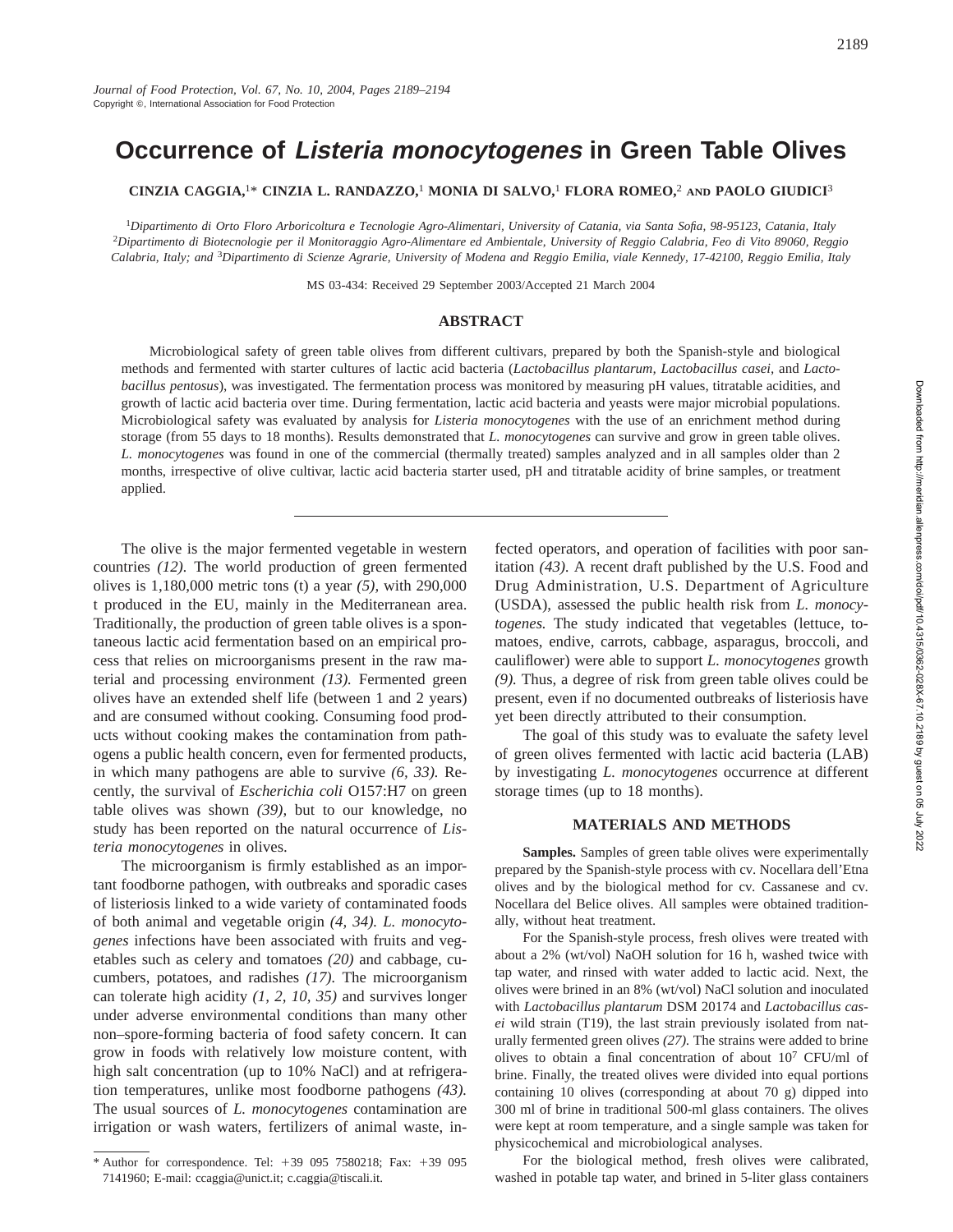# Occurrence of *Listeria monocytogenes* in Green Table Olives

**CINZIA CAGGIA,[1]* CINZIA L. RANDAZZO,[1] MONIA DI SALVO,[1] FLORA ROMEO,[2] AND PAOLO GIUDICI[3]**

[1]*Dipartimento di Orto Floro Arboricoltura e Tecnologie Agro-Alimentari, University of Catania, via Santa Sofia, 98-95123, Catania, Italy* [2]*Dipartimento di Biotecnologie per il Monitoraggio Agro-Alimentare ed Ambientale, University of Reggio Calabria, Feo di Vito 89060, Reggio Calabria, Italy; and* [3]*Dipartimento di Scienze Agrarie, University of Modena and Reggio Emilia, viale Kennedy, 17-42100, Reggio Emilia, Italy*

MS 03-434: Received 29 September 2003/Accepted 21 March 2004

## ABSTRACT

Microbiological safety of green table olives from different cultivars, prepared by both the Spanish-style and biological methods and fermented with starter cultures of lactic acid bacteria (*Lactobacillus plantarum, Lactobacillus casei,* and *Lactobacillus pentosus*), was investigated. The fermentation process was monitored by measuring pH values, titratable acidities, and growth of lactic acid bacteria over time. During fermentation, lactic acid bacteria and yeasts were major microbial populations. Microbiological safety was evaluated by analysis for *Listeria monocytogenes* with the use of an enrichment method during storage (from 55 days to 18 months). Results demonstrated that *L. monocytogenes* can survive and grow in green table olives. *L. monocytogenes* was found in one of the commercial (thermally treated) samples analyzed and in all samples older than 2 months, irrespective of olive cultivar, lactic acid bacteria starter used, pH and titratable acidity of brine samples, or treatment applied.

---

The olive is the major fermented vegetable in western countries *(12).* The world production of green fermented olives is 1,180,000 metric tons (t) a year *(5),* with 290,000 t produced in the EU, mainly in the Mediterranean area. Traditionally, the production of green table olives is a spontaneous lactic acid fermentation based on an empirical process that relies on microorganisms present in the raw material and processing environment *(13).* Fermented green olives have an extended shelf life (between 1 and 2 years) and are consumed without cooking. Consuming food products without cooking makes the contamination from pathogens a public health concern, even for fermented products, in which many pathogens are able to survive *(6, 33).* Recently, the survival of *Escherichia coli* O157:H7 on green table olives was shown *(39),* but to our knowledge, no study has been reported on the natural occurrence of *Listeria monocytogenes* in olives.

The microorganism is firmly established as an important foodborne pathogen, with outbreaks and sporadic cases of listeriosis linked to a wide variety of contaminated foods of both animal and vegetable origin *(4, 34). L. monocytogenes* infections have been associated with fruits and vegetables such as celery and tomatoes *(20)* and cabbage, cucumbers, potatoes, and radishes *(17).* The microorganism can tolerate high acidity *(1, 2, 10, 35)* and survives longer under adverse environmental conditions than many other non–spore-forming bacteria of food safety concern. It can grow in foods with relatively low moisture content, with high salt concentration (up to 10% NaCl) and at refrigeration temperatures, unlike most foodborne pathogens *(43).* The usual sources of *L. monocytogenes* contamination are irrigation or wash waters, fertilizers of animal waste, infected operators, and operation of facilities with poor sanitation *(43).* A recent draft published by the U.S. Food and Drug Administration, U.S. Department of Agriculture (USDA), assessed the public health risk from *L. monocytogenes.* The study indicated that vegetables (lettuce, tomatoes, endive, carrots, cabbage, asparagus, broccoli, and cauliflower) were able to support *L. monocytogenes* growth *(9).* Thus, a degree of risk from green table olives could be present, even if no documented outbreaks of listeriosis have yet been directly attributed to their consumption.

The goal of this study was to evaluate the safety level of green olives fermented with lactic acid bacteria (LAB) by investigating *L. monocytogenes* occurrence at different storage times (up to 18 months).

## MATERIALS AND METHODS

**Samples.** Samples of green table olives were experimentally prepared by the Spanish-style process with cv. Nocellara dell'Etna olives and by the biological method for cv. Cassanese and cv. Nocellara del Belice olives. All samples were obtained traditionally, without heat treatment.

For the Spanish-style process, fresh olives were treated with about a 2% (wt/vol) NaOH solution for 16 h, washed twice with tap water, and rinsed with water added to lactic acid. Next, the olives were brined in an 8% (wt/vol) NaCl solution and inoculated with *Lactobacillus plantarum* DSM 20174 and *Lactobacillus casei* wild strain (T19), the last strain previously isolated from naturally fermented green olives *(27).* The strains were added to brine olives to obtain a final concentration of about $10^7$ CFU/ml of brine. Finally, the treated olives were divided into equal portions containing 10 olives (corresponding at about 70 g) dipped into 300 ml of brine in traditional 500-ml glass containers. The olives were kept at room temperature, and a single sample was taken for physicochemical and microbiological analyses.

For the biological method, fresh olives were calibrated, washed in potable tap water, and brined in 5-liter glass containers

---

* Author for correspondence. Tel: +39 095 7580218; Fax: +39 095 7141960; E-mail: ccaggia@unict.it; c.caggia@tiscali.it.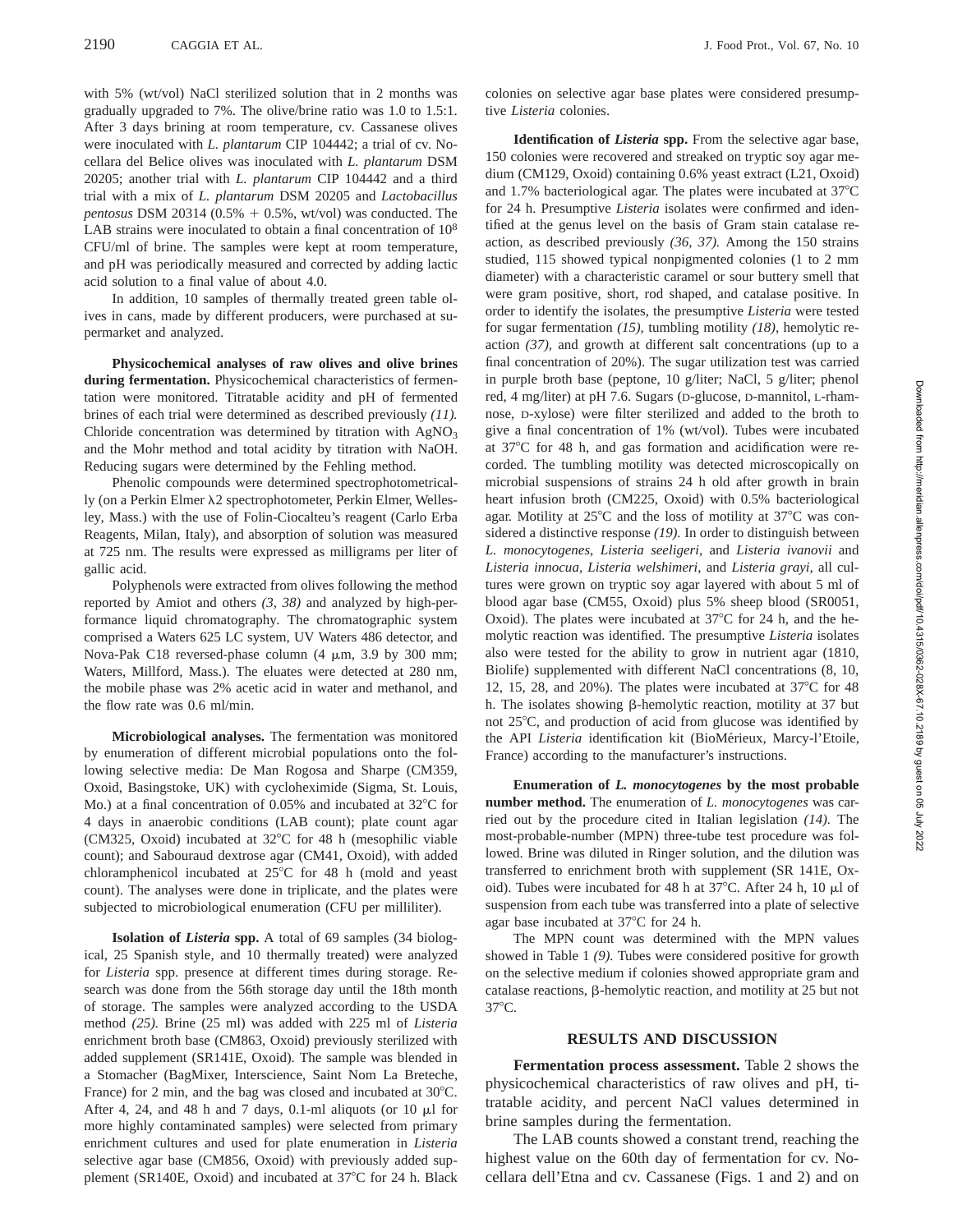with 5% (wt/vol) NaCl sterilized solution that in 2 months was gradually upgraded to 7%. The olive/brine ratio was 1.0 to 1.5:1. After 3 days brining at room temperature, cv. Cassanese olives were inoculated with *L. plantarum* CIP 104442; a trial of cv. Nocellara del Belice olives was inoculated with *L. plantarum* DSM 20205; another trial with *L. plantarum* CIP 104442 and a third trial with a mix of *L. plantarum* DSM 20205 and *Lactobacillus pentosus* DSM 20314 (0.5% + 0.5%, wt/vol) was conducted. The LAB strains were inoculated to obtain a final concentration of $10^8$ CFU/ml of brine. The samples were kept at room temperature, and pH was periodically measured and corrected by adding lactic acid solution to a final value of about 4.0.

In addition, 10 samples of thermally treated green table olives in cans, made by different producers, were purchased at supermarket and analyzed.

**Physicochemical analyses of raw olives and olive brines during fermentation.** Physicochemical characteristics of fermentation were monitored. Titratable acidity and pH of fermented brines of each trial were determined as described previously *(11).* Chloride concentration was determined by titration with $AgNO_3$ and the Mohr method and total acidity by titration with NaOH. Reducing sugars were determined by the Fehling method.

Phenolic compounds were determined spectrophotometrically (on a Perkin Elmer λ2 spectrophotometer, Perkin Elmer, Wellesley, Mass.) with the use of Folin-Ciocalteu's reagent (Carlo Erba Reagents, Milan, Italy), and absorption of solution was measured at 725 nm. The results were expressed as milligrams per liter of gallic acid.

Polyphenols were extracted from olives following the method reported by Amiot and others *(3, 38)* and analyzed by high-performance liquid chromatography. The chromatographic system comprised a Waters 625 LC system, UV Waters 486 detector, and Nova-Pak C18 reversed-phase column (4 μm, 3.9 by 300 mm; Waters, Millford, Mass.). The eluates were detected at 280 nm, the mobile phase was 2% acetic acid in water and methanol, and the flow rate was 0.6 ml/min.

**Microbiological analyses.** The fermentation was monitored by enumeration of different microbial populations onto the following selective media: De Man Rogosa and Sharpe (CM359, Oxoid, Basingstoke, UK) with cycloheximide (Sigma, St. Louis, Mo.) at a final concentration of 0.05% and incubated at 32°C for 4 days in anaerobic conditions (LAB count); plate count agar (CM325, Oxoid) incubated at 32°C for 48 h (mesophilic viable count); and Sabouraud dextrose agar (CM41, Oxoid), with added chloramphenicol incubated at 25°C for 48 h (mold and yeast count). The analyses were done in triplicate, and the plates were subjected to microbiological enumeration (CFU per milliliter).

**Isolation of *Listeria* spp.** A total of 69 samples (34 biological, 25 Spanish style, and 10 thermally treated) were analyzed for *Listeria* spp. presence at different times during storage. Research was done from the 56th storage day until the 18th month of storage. The samples were analyzed according to the USDA method *(25).* Brine (25 ml) was added with 225 ml of *Listeria* enrichment broth base (CM863, Oxoid) previously sterilized with added supplement (SR141E, Oxoid). The sample was blended in a Stomacher (BagMixer, Interscience, Saint Nom La Breteche, France) for 2 min, and the bag was closed and incubated at 30°C. After 4, 24, and 48 h and 7 days, 0.1-ml aliquots (or 10 μl for more highly contaminated samples) were selected from primary enrichment cultures and used for plate enumeration in *Listeria* selective agar base (CM856, Oxoid) with previously added supplement (SR140E, Oxoid) and incubated at 37°C for 24 h. Black colonies on selective agar base plates were considered presumptive *Listeria* colonies.

**Identification of *Listeria* spp.** From the selective agar base, 150 colonies were recovered and streaked on tryptic soy agar medium (CM129, Oxoid) containing 0.6% yeast extract (L21, Oxoid) and 1.7% bacteriological agar. The plates were incubated at 37°C for 24 h. Presumptive *Listeria* isolates were confirmed and identified at the genus level on the basis of Gram stain catalase reaction, as described previously *(36, 37).* Among the 150 strains studied, 115 showed typical nonpigmented colonies (1 to 2 mm diameter) with a characteristic caramel or sour buttery smell that were gram positive, short, rod shaped, and catalase positive. In order to identify the isolates, the presumptive *Listeria* were tested for sugar fermentation *(15),* tumbling motility *(18),* hemolytic reaction *(37),* and growth at different salt concentrations (up to a final concentration of 20%). The sugar utilization test was carried in purple broth base (peptone, 10 g/liter; NaCl, 5 g/liter; phenol red, 4 mg/liter) at pH 7.6. Sugars (D-glucose, D-mannitol, L-rhamnose, D-xylose) were filter sterilized and added to the broth to give a final concentration of 1% (wt/vol). Tubes were incubated at 37°C for 48 h, and gas formation and acidification were recorded. The tumbling motility was detected microscopically on microbial suspensions of strains 24 h old after growth in brain heart infusion broth (CM225, Oxoid) with 0.5% bacteriological agar. Motility at 25°C and the loss of motility at 37°C was considered a distinctive response *(19).* In order to distinguish between *L. monocytogenes, Listeria seeligeri,* and *Listeria ivanovii* and *Listeria innocua, Listeria welshimeri,* and *Listeria grayi,* all cultures were grown on tryptic soy agar layered with about 5 ml of blood agar base (CM55, Oxoid) plus 5% sheep blood (SR0051, Oxoid). The plates were incubated at 37°C for 24 h, and the hemolytic reaction was identified. The presumptive *Listeria* isolates also were tested for the ability to grow in nutrient agar (1810, Biolife) supplemented with different NaCl concentrations (8, 10, 12, 15, 28, and 20%). The plates were incubated at 37°C for 48 h. The isolates showing β-hemolytic reaction, motility at 37 but not 25°C, and production of acid from glucose was identified by the API *Listeria* identification kit (BioMérieux, Marcy-l'Etoile, France) according to the manufacturer's instructions.

**Enumeration of *L. monocytogenes* by the most probable number method.** The enumeration of *L. monocytogenes* was carried out by the procedure cited in Italian legislation *(14).* The most-probable-number (MPN) three-tube test procedure was followed. Brine was diluted in Ringer solution, and the dilution was transferred to enrichment broth with supplement (SR 141E, Oxoid). Tubes were incubated for 48 h at 37°C. After 24 h, 10 μl of suspension from each tube was transferred into a plate of selective agar base incubated at 37°C for 24 h.

The MPN count was determined with the MPN values showed in Table 1 *(9).* Tubes were considered positive for growth on the selective medium if colonies showed appropriate gram and catalase reactions, β-hemolytic reaction, and motility at 25 but not 37°C.

## RESULTS AND DISCUSSION

**Fermentation process assessment.** Table 2 shows the physicochemical characteristics of raw olives and pH, titratable acidity, and percent NaCl values determined in brine samples during the fermentation.

The LAB counts showed a constant trend, reaching the highest value on the 60th day of fermentation for cv. Nocellara dell'Etna and cv. Cassanese (Figs. 1 and 2) and on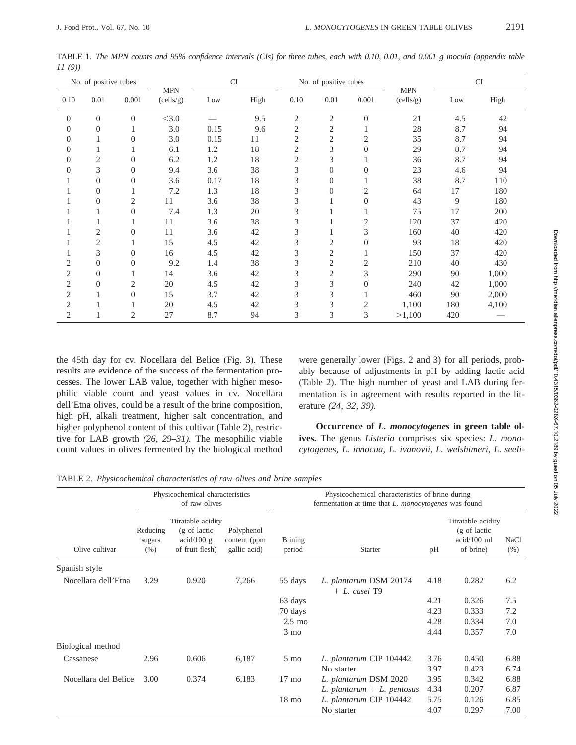TABLE 1. *The MPN counts and 95% confidence intervals (CIs) for three tubes, each with 0.10, 0.01, and 0.001 g inocula (appendix table 11 (9))*

| No. of positive tubes | | | MPN (cells/g) | CI | | No. of positive tubes | | | MPN (cells/g) | CI | |
|---|---|---|---|---|---|---|---|---|---|---|---|
| 0.10 | 0.01 | 0.001 | | Low | High | 0.10 | 0.01 | 0.001 | | Low | High |
| 0 | 0 | 0 | <3.0 | — | 9.5 | 2 | 2 | 0 | 21 | 4.5 | 42 |
| 0 | 0 | 1 | 3.0 | 0.15 | 9.6 | 2 | 2 | 1 | 28 | 8.7 | 94 |
| 0 | 1 | 0 | 3.0 | 0.15 | 11 | 2 | 2 | 2 | 35 | 8.7 | 94 |
| 0 | 1 | 1 | 6.1 | 1.2 | 18 | 2 | 3 | 0 | 29 | 8.7 | 94 |
| 0 | 2 | 0 | 6.2 | 1.2 | 18 | 2 | 3 | 1 | 36 | 8.7 | 94 |
| 0 | 3 | 0 | 9.4 | 3.6 | 38 | 3 | 0 | 0 | 23 | 4.6 | 94 |
| 1 | 0 | 0 | 3.6 | 0.17 | 18 | 3 | 0 | 1 | 38 | 8.7 | 110 |
| 1 | 0 | 1 | 7.2 | 1.3 | 18 | 3 | 0 | 2 | 64 | 17 | 180 |
| 1 | 0 | 2 | 11 | 3.6 | 38 | 3 | 1 | 0 | 43 | 9 | 180 |
| 1 | 1 | 0 | 7.4 | 1.3 | 20 | 3 | 1 | 1 | 75 | 17 | 200 |
| 1 | 1 | 1 | 11 | 3.6 | 38 | 3 | 1 | 2 | 120 | 37 | 420 |
| 1 | 2 | 0 | 11 | 3.6 | 42 | 3 | 1 | 3 | 160 | 40 | 420 |
| 1 | 2 | 1 | 15 | 4.5 | 42 | 3 | 2 | 0 | 93 | 18 | 420 |
| 1 | 3 | 0 | 16 | 4.5 | 42 | 3 | 2 | 1 | 150 | 37 | 420 |
| 2 | 0 | 0 | 9.2 | 1.4 | 38 | 3 | 2 | 2 | 210 | 40 | 430 |
| 2 | 0 | 1 | 14 | 3.6 | 42 | 3 | 2 | 3 | 290 | 90 | 1,000 |
| 2 | 0 | 2 | 20 | 4.5 | 42 | 3 | 3 | 0 | 240 | 42 | 1,000 |
| 2 | 1 | 0 | 15 | 3.7 | 42 | 3 | 3 | 1 | 460 | 90 | 2,000 |
| 2 | 1 | 1 | 20 | 4.5 | 42 | 3 | 3 | 2 | 1,100 | 180 | 4,100 |
| 2 | 1 | 2 | 27 | 8.7 | 94 | 3 | 3 | 3 | >1,100 | 420 | — |

the 45th day for cv. Nocellara del Belice (Fig. 3). These results are evidence of the success of the fermentation processes. The lower LAB value, together with higher mesophilic viable count and yeast values in cv. Nocellara dell'Etna olives, could be a result of the brine composition, high pH, alkali treatment, higher salt concentration, and higher polyphenol content of this cultivar (Table 2), restrictive for LAB growth *(26, 29–31).* The mesophilic viable count values in olives fermented by the biological method were generally lower (Figs. 2 and 3) for all periods, probably because of adjustments in pH by adding lactic acid (Table 2). The high number of yeast and LAB during fermentation is in agreement with results reported in the literature *(24, 32, 39).*

**Occurrence of *L. monocytogenes* in green table olives.** The genus *Listeria* comprises six species: *L. monocytogenes, L. innocua, L. ivanovii, L. welshimeri, L. seeli-*

TABLE 2. *Physicochemical characteristics of raw olives and brine samples*

| Olive cultivar | Physicochemical characteristics of raw olives: Reducing sugars (%) | Titratable acidity (g of lactic acid/100 g of fruit flesh) | Polyphenol content (ppm gallic acid) | Physicochemical characteristics of brine during fermentation at time that *L. monocytogenes* was found: Brining period | Starter | pH | Titratable acidity (g of lactic acid/100 ml of brine) | NaCl (%) |
|---|---|---|---|---|---|---|---|---|
| Spanish style | | | | | | | | |
| Nocellara dell'Etna | 3.29 | 0.920 | 7,266 | 55 days | *L. plantarum* DSM 20174 + *L. casei* T9 | 4.18 | 0.282 | 6.2 |
| | | | | 63 days | | 4.21 | 0.326 | 7.5 |
| | | | | 70 days | | 4.23 | 0.333 | 7.2 |
| | | | | 2.5 mo | | 4.28 | 0.334 | 7.0 |
| | | | | 3 mo | | 4.44 | 0.357 | 7.0 |
| Biological method | | | | | | | | |
| Cassanese | 2.96 | 0.606 | 6,187 | 5 mo | *L. plantarum* CIP 104442 | 3.76 | 0.450 | 6.88 |
| | | | | | No starter | 3.97 | 0.423 | 6.74 |
| Nocellara del Belice | 3.00 | 0.374 | 6,183 | 17 mo | *L. plantarum* DSM 2020 | 3.95 | 0.342 | 6.88 |
| | | | | | *L. plantarum* + *L. pentosus* | 4.34 | 0.207 | 6.87 |
| | | | | 18 mo | *L. plantarum* CIP 104442 | 5.75 | 0.126 | 6.85 |
| | | | | | No starter | 4.07 | 0.297 | 7.00 |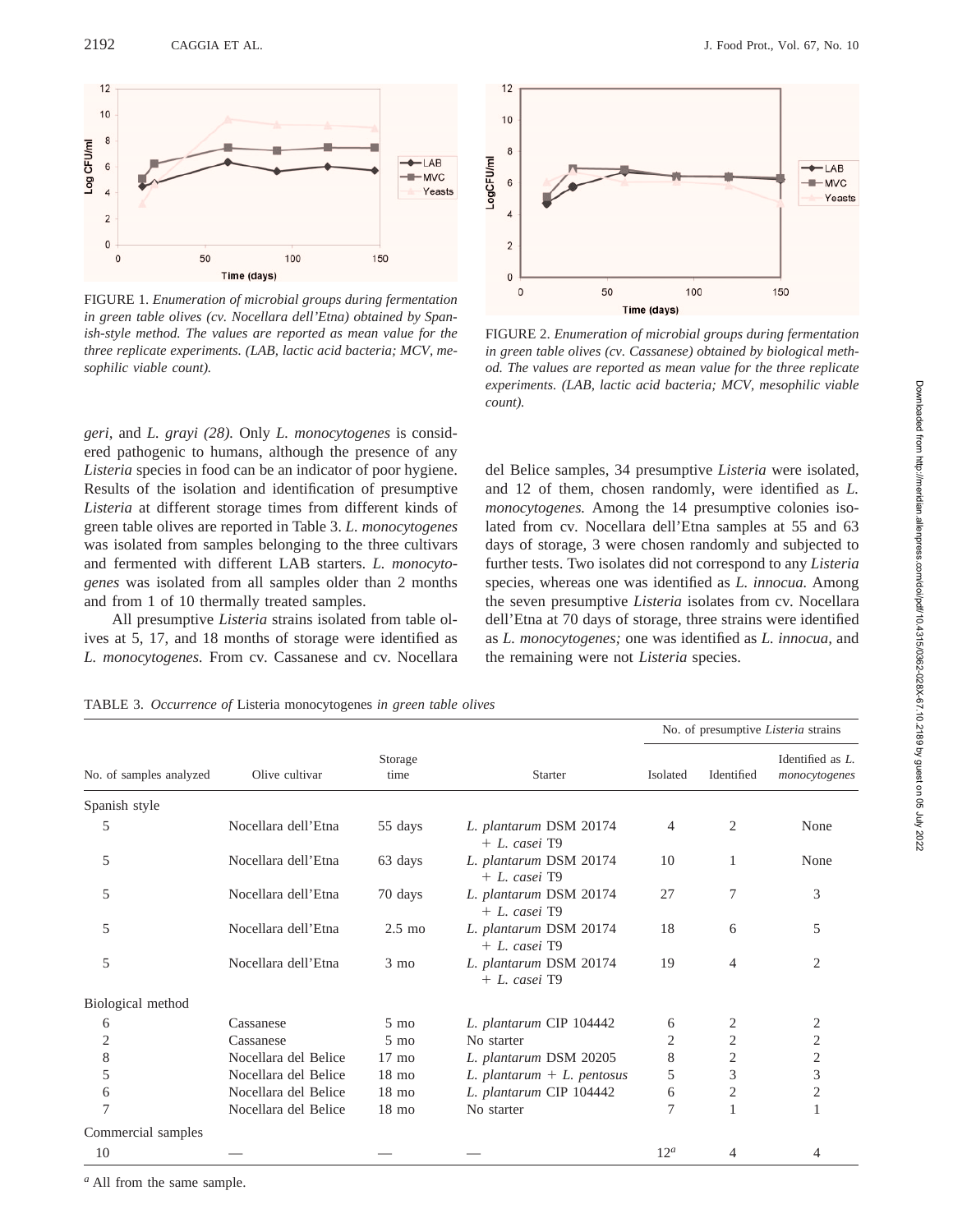FIGURE 1. *Enumeration of microbial groups during fermentation in green table olives (cv. Nocellara dell'Etna) obtained by Spanish-style method. The values are reported as mean value for the three replicate experiments. (LAB, lactic acid bacteria; MCV, mesophilic viable count).*

FIGURE 2. *Enumeration of microbial groups during fermentation in green table olives (cv. Cassanese) obtained by biological method. The values are reported as mean value for the three replicate experiments. (LAB, lactic acid bacteria; MCV, mesophilic viable count).*

*geri*, and *L. grayi (28).* Only *L. monocytogenes* is considered pathogenic to humans, although the presence of any *Listeria* species in food can be an indicator of poor hygiene. Results of the isolation and identification of presumptive *Listeria* at different storage times from different kinds of green table olives are reported in Table 3. *L. monocytogenes* was isolated from samples belonging to the three cultivars and fermented with different LAB starters. *L. monocytogenes* was isolated from all samples older than 2 months and from 1 of 10 thermally treated samples.

All presumptive *Listeria* strains isolated from table olives at 5, 17, and 18 months of storage were identified as *L. monocytogenes.* From cv. Cassanese and cv. Nocellara del Belice samples, 34 presumptive *Listeria* were isolated, and 12 of them, chosen randomly, were identified as *L. monocytogenes.* Among the 14 presumptive colonies isolated from cv. Nocellara dell'Etna samples at 55 and 63 days of storage, 3 were chosen randomly and subjected to further tests. Two isolates did not correspond to any *Listeria* species, whereas one was identified as *L. innocua.* Among the seven presumptive *Listeria* isolates from cv. Nocellara dell'Etna at 70 days of storage, three strains were identified as *L. monocytogenes;* one was identified as *L. innocua,* and the remaining were not *Listeria* species.

TABLE 3. *Occurrence of* Listeria monocytogenes *in green table olives*

| No. of samples analyzed | Olive cultivar | Storage time | Starter | No. of presumptive *Listeria* strains | | |
|---|---|---|---|---|---|---|
| | | | | Isolated | Identified | Identified as *L. monocytogenes* |
| Spanish style | | | | | | |
| 5 | Nocellara dell'Etna | 55 days | *L. plantarum* DSM 20174 + *L. casei* T9 | 4 | 2 | None |
| 5 | Nocellara dell'Etna | 63 days | *L. plantarum* DSM 20174 + *L. casei* T9 | 10 | 1 | None |
| 5 | Nocellara dell'Etna | 70 days | *L. plantarum* DSM 20174 + *L. casei* T9 | 27 | 7 | 3 |
| 5 | Nocellara dell'Etna | 2.5 mo | *L. plantarum* DSM 20174 + *L. casei* T9 | 18 | 6 | 5 |
| 5 | Nocellara dell'Etna | 3 mo | *L. plantarum* DSM 20174 + *L. casei* T9 | 19 | 4 | 2 |
| Biological method | | | | | | |
| 6 | Cassanese | 5 mo | *L. plantarum* CIP 104442 | 6 | 2 | 2 |
| 2 | Cassanese | 5 mo | No starter | 2 | 2 | 2 |
| 8 | Nocellara del Belice | 17 mo | *L. plantarum* DSM 20205 | 8 | 2 | 2 |
| 5 | Nocellara del Belice | 18 mo | *L. plantarum* + *L. pentosus* | 5 | 3 | 3 |
| 6 | Nocellara del Belice | 18 mo | *L. plantarum* CIP 104442 | 6 | 2 | 2 |
| 7 | Nocellara del Belice | 18 mo | No starter | 7 | 1 | 1 |
| Commercial samples | | | | | | |
| 10 | — | — | — | 12[a] | 4 | 4 |

[a] All from the same sample.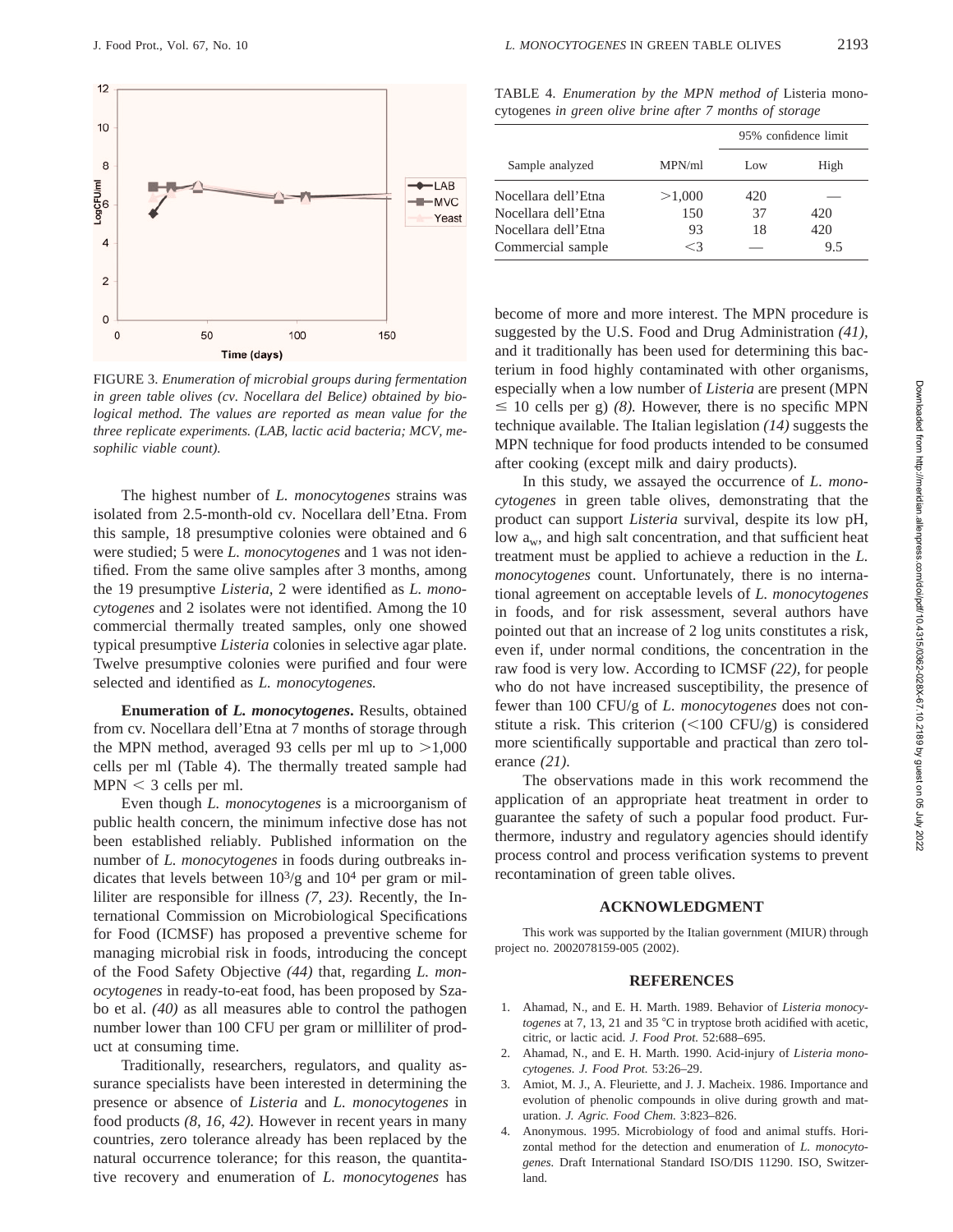FIGURE 3. *Enumeration of microbial groups during fermentation in green table olives (cv. Nocellara del Belice) obtained by biological method. The values are reported as mean value for the three replicate experiments. (LAB, lactic acid bacteria; MCV, mesophilic viable count).*

The highest number of *L. monocytogenes* strains was isolated from 2.5-month-old cv. Nocellara dell'Etna. From this sample, 18 presumptive colonies were obtained and 6 were studied; 5 were *L. monocytogenes* and 1 was not identified. From the same olive samples after 3 months, among the 19 presumptive *Listeria,* 2 were identified as *L. monocytogenes* and 2 isolates were not identified. Among the 10 commercial thermally treated samples, only one showed typical presumptive *Listeria* colonies in selective agar plate. Twelve presumptive colonies were purified and four were selected and identified as *L. monocytogenes.*

**Enumeration of *L. monocytogenes*.** Results, obtained from cv. Nocellara dell'Etna at 7 months of storage through the MPN method, averaged 93 cells per ml up to >1,000 cells per ml (Table 4). The thermally treated sample had MPN < 3 cells per ml.

Even though *L. monocytogenes* is a microorganism of public health concern, the minimum infective dose has not been established reliably. Published information on the number of *L. monocytogenes* in foods during outbreaks indicates that levels between $10^3$/g and $10^4$ per gram or milliliter are responsible for illness *(7, 23).* Recently, the International Commission on Microbiological Specifications for Food (ICMSF) has proposed a preventive scheme for managing microbial risk in foods, introducing the concept of the Food Safety Objective *(44)* that, regarding *L. monocytogenes* in ready-to-eat food, has been proposed by Szabo et al. *(40)* as all measures able to control the pathogen number lower than 100 CFU per gram or milliliter of product at consuming time.

Traditionally, researchers, regulators, and quality assurance specialists have been interested in determining the presence or absence of *Listeria* and *L. monocytogenes* in food products *(8, 16, 42).* However in recent years in many countries, zero tolerance already has been replaced by the natural occurrence tolerance; for this reason, the quantitative recovery and enumeration of *L. monocytogenes* has become of more and more interest. The MPN procedure is suggested by the U.S. Food and Drug Administration *(41),* and it traditionally has been used for determining this bacterium in food highly contaminated with other organisms, especially when a low number of *Listeria* are present (MPN ≤ 10 cells per g) *(8).* However, there is no specific MPN technique available. The Italian legislation *(14)* suggests the MPN technique for food products intended to be consumed after cooking (except milk and dairy products).

TABLE 4. *Enumeration by the MPN method of* Listeria monocytogenes *in green olive brine after 7 months of storage*

| Sample analyzed | MPN/ml | 95% confidence limit | |
|---|---|---|---|
| | | Low | High |
| Nocellara dell'Etna | >1,000 | 420 | — |
| Nocellara dell'Etna | 150 | 37 | 420 |
| Nocellara dell'Etna | 93 | 18 | 420 |
| Commercial sample | <3 | — | 9.5 |

In this study, we assayed the occurrence of *L. monocytogenes* in green table olives, demonstrating that the product can support *Listeria* survival, despite its low pH, low $a_w$, and high salt concentration, and that sufficient heat treatment must be applied to achieve a reduction in the *L. monocytogenes* count. Unfortunately, there is no international agreement on acceptable levels of *L. monocytogenes* in foods, and for risk assessment, several authors have pointed out that an increase of 2 log units constitutes a risk, even if, under normal conditions, the concentration in the raw food is very low. According to ICMSF *(22),* for people who do not have increased susceptibility, the presence of fewer than 100 CFU/g of *L. monocytogenes* does not constitute a risk. This criterion (<100 CFU/g) is considered more scientifically supportable and practical than zero tolerance *(21).*

The observations made in this work recommend the application of an appropriate heat treatment in order to guarantee the safety of such a popular food product. Furthermore, industry and regulatory agencies should identify process control and process verification systems to prevent recontamination of green table olives.

## ACKNOWLEDGMENT

This work was supported by the Italian government (MIUR) through project no. 2002078159-005 (2002).

## REFERENCES

1. Ahamad, N., and E. H. Marth. 1989. Behavior of *Listeria monocytogenes* at 7, 13, 21 and 35 °C in tryptose broth acidified with acetic, citric, or lactic acid. *J. Food Prot.* 52:688–695.
2. Ahamad, N., and E. H. Marth. 1990. Acid-injury of *Listeria monocytogenes. J. Food Prot.* 53:26–29.
3. Amiot, M. J., A. Fleuriette, and J. J. Macheix. 1986. Importance and evolution of phenolic compounds in olive during growth and maturation. *J. Agric. Food Chem.* 3:823–826.
4. Anonymous. 1995. Microbiology of food and animal stuffs. Horizontal method for the detection and enumeration of *L. monocytogenes.* Draft International Standard ISO/DIS 11290. ISO, Switzerland.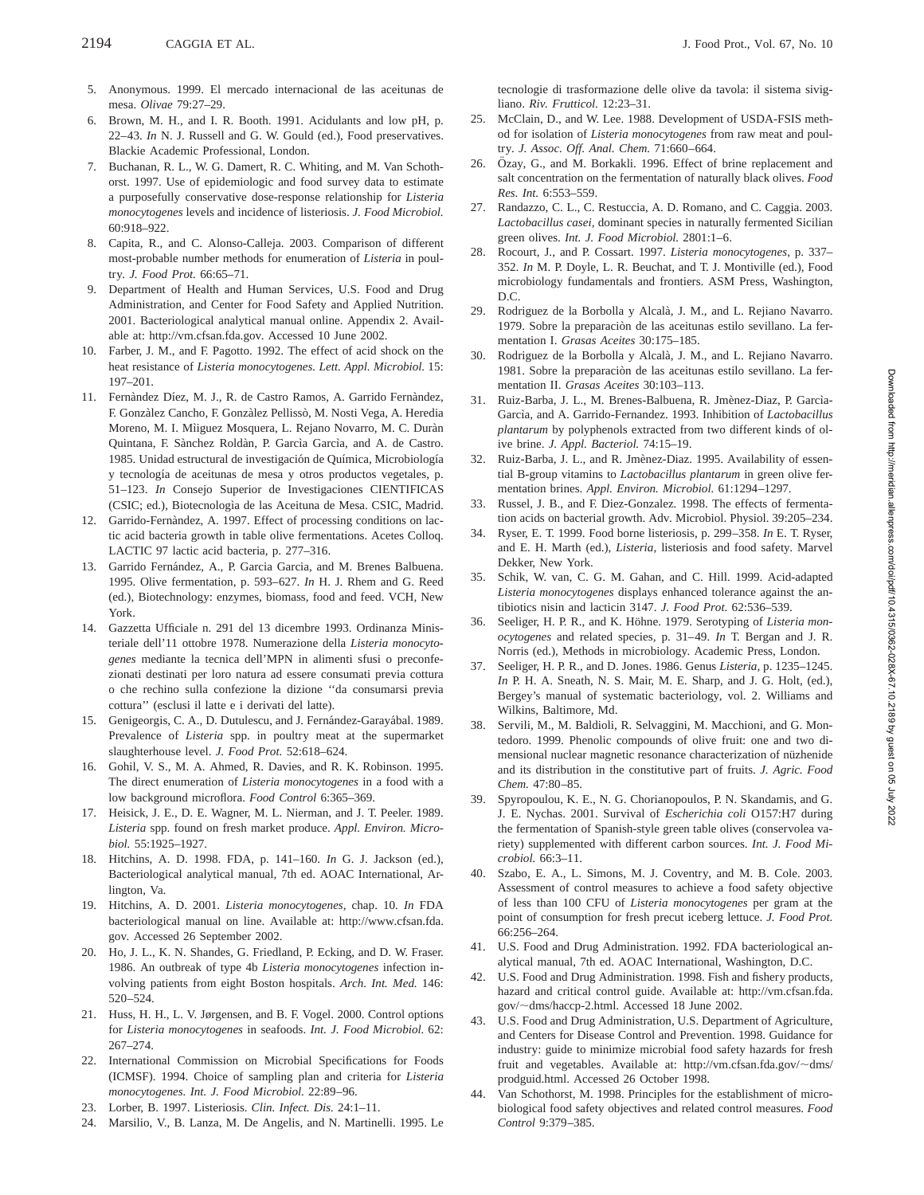5. Anonymous. 1999. El mercado internacional de las aceitunas de mesa. *Olivae* 79:27–29.
6. Brown, M. H., and I. R. Booth. 1991. Acidulants and low pH, p. 22–43. *In* N. J. Russell and G. W. Gould (ed.), Food preservatives. Blackie Academic Professional, London.
7. Buchanan, R. L., W. G. Damert, R. C. Whiting, and M. Van Schothorst. 1997. Use of epidemiologic and food survey data to estimate a purposefully conservative dose-response relationship for *Listeria monocytogenes* levels and incidence of listeriosis. *J. Food Microbiol.* 60:918–922.
8. Capita, R., and C. Alonso-Calleja. 2003. Comparison of different most-probable number methods for enumeration of *Listeria* in poultry. *J. Food Prot.* 66:65–71.
9. Department of Health and Human Services, U.S. Food and Drug Administration, and Center for Food Safety and Applied Nutrition. 2001. Bacteriological analytical manual online. Appendix 2. Available at: http://vm.cfsan.fda.gov. Accessed 10 June 2002.
10. Farber, J. M., and F. Pagotto. 1992. The effect of acid shock on the heat resistance of *Listeria monocytogenes*. *Lett. Appl. Microbiol.* 15: 197–201.
11. Fernàndez Díez, M. J., R. de Castro Ramos, A. Garrido Fernàndez, F. Gonzàlez Cancho, F. Gonzàlez Pellissò, M. Nosti Vega, A. Heredia Moreno, M. I. Miiguez Mosquera, L. Rejano Novarro, M. C. Duràn Quintana, F. Sànchez Roldàn, P. Garcìa Garcìa, and A. de Castro. 1985. Unidad estructural de investigación de Química, Microbiología y tecnología de aceitunas de mesa y otros productos vegetales, p. 51–123. *In* Consejo Superior de Investigaciones CIENTIFICAS (CSIC; ed.), Biotecnologìa de las Aceituna de Mesa. CSIC, Madrid.
12. Garrido-Fernàndez, A. 1997. Effect of processing conditions on lactic acid bacteria growth in table olive fermentations. Acetes Colloq. LACTIC 97 lactic acid bacteria, p. 277–316.
13. Garrido Fernández, A., P. Garcia Garcia, and M. Brenes Balbuena. 1995. Olive fermentation, p. 593–627. *In* H. J. Rhem and G. Reed (ed.), Biotechnology: enzymes, biomass, food and feed. VCH, New York.
14. Gazzetta Ufficiale n. 291 del 13 dicembre 1993. Ordinanza Ministeriale dell'11 ottobre 1978. Numerazione della *Listeria monocytogenes* mediante la tecnica dell'MPN in alimenti sfusi o preconfezionati destinati per loro natura ad essere consumati previa cottura o che rechino sulla confezione la dizione ''da consumarsi previa cottura'' (esclusi il latte e i derivati del latte).
15. Genigeorgis, C. A., D. Dutulescu, and J. Fernández-Garayábal. 1989. Prevalence of *Listeria* spp. in poultry meat at the supermarket slaughterhouse level. *J. Food Prot.* 52:618–624.
16. Gohil, V. S., M. A. Ahmed, R. Davies, and R. K. Robinson. 1995. The direct enumeration of *Listeria monocytogenes* in a food with a low background microflora. *Food Control* 6:365–369.
17. Heisick, J. E., D. E. Wagner, M. L. Nierman, and J. T. Peeler. 1989. *Listeria* spp. found on fresh market produce. *Appl. Environ. Microbiol.* 55:1925–1927.
18. Hitchins, A. D. 1998. FDA, p. 141–160. *In* G. J. Jackson (ed.), Bacteriological analytical manual, 7th ed. AOAC International, Arlington, Va.
19. Hitchins, A. D. 2001. *Listeria monocytogenes,* chap. 10. *In* FDA bacteriological manual on line. Available at: http://www.cfsan.fda.gov. Accessed 26 September 2002.
20. Ho, J. L., K. N. Shandes, G. Friedland, P. Ecking, and D. W. Fraser. 1986. An outbreak of type 4b *Listeria monocytogenes* infection involving patients from eight Boston hospitals. *Arch. Int. Med.* 146: 520–524.
21. Huss, H. H., L. V. Jørgensen, and B. F. Vogel. 2000. Control options for *Listeria monocytogenes* in seafoods. *Int. J. Food Microbiol.* 62: 267–274.
22. International Commission on Microbial Specifications for Foods (ICMSF). 1994. Choice of sampling plan and criteria for *Listeria monocytogenes*. *Int. J. Food Microbiol.* 22:89–96.
23. Lorber, B. 1997. Listeriosis. *Clin. Infect. Dis.* 24:1–11.
24. Marsilio, V., B. Lanza, M. De Angelis, and N. Martinelli. 1995. Le tecnologie di trasformazione delle olive da tavola: il sistema sivigliano. *Riv. Frutticol.* 12:23–31.
25. McClain, D., and W. Lee. 1988. Development of USDA-FSIS method for isolation of *Listeria monocytogenes* from raw meat and poultry. *J. Assoc. Off. Anal. Chem.* 71:660–664.
26. Özay, G., and M. Borkakli. 1996. Effect of brine replacement and salt concentration on the fermentation of naturally black olives. *Food Res. Int.* 6:553–559.
27. Randazzo, C. L., C. Restuccia, A. D. Romano, and C. Caggia. 2003. *Lactobacillus casei,* dominant species in naturally fermented Sicilian green olives. *Int. J. Food Microbiol.* 2801:1–6.
28. Rocourt, J., and P. Cossart. 1997. *Listeria monocytogenes,* p. 337–352. *In* M. P. Doyle, L. R. Beuchat, and T. J. Montiville (ed.), Food microbiology fundamentals and frontiers. ASM Press, Washington, D.C.
29. Rodriguez de la Borbolla y Alcalà, J. M., and L. Rejiano Navarro. 1979. Sobre la preparaciòn de las aceitunas estilo sevillano. La fermentation I. *Grasas Aceites* 30:175–185.
30. Rodriguez de la Borbolla y Alcalà, J. M., and L. Rejiano Navarro. 1981. Sobre la preparaciòn de las aceitunas estilo sevillano. La fermentation II. *Grasas Aceites* 30:103–113.
31. Ruiz-Barba, J. L., M. Brenes-Balbuena, R. Jmènez-Diaz, P. Garcìa-Garcìa, and A. Garrido-Fernandez. 1993. Inhibition of *Lactobacillus plantarum* by polyphenols extracted from two different kinds of olive brine. *J. Appl. Bacteriol.* 74:15–19.
32. Ruiz-Barba, J. L., and R. Jmènez-Diaz. 1995. Availability of essential B-group vitamins to *Lactobacillus plantarum* in green olive fermentation brines. *Appl. Environ. Microbiol.* 61:1294–1297.
33. Russel, J. B., and F. Diez-Gonzalez. 1998. The effects of fermentation acids on bacterial growth. Adv. Microbiol. Physiol. 39:205–234.
34. Ryser, E. T. 1999. Food borne listeriosis, p. 299–358. *In* E. T. Ryser, and E. H. Marth (ed.), *Listeria,* listeriosis and food safety. Marvel Dekker, New York.
35. Schik, W. van, C. G. M. Gahan, and C. Hill. 1999. Acid-adapted *Listeria monocytogenes* displays enhanced tolerance against the antibiotics nisin and lacticin 3147. *J. Food Prot.* 62:536–539.
36. Seeliger, H. P. R., and K. Höhne. 1979. Serotyping of *Listeria monocytogenes* and related species, p. 31–49. *In* T. Bergan and J. R. Norris (ed.), Methods in microbiology. Academic Press, London.
37. Seeliger, H. P. R., and D. Jones. 1986. Genus *Listeria,* p. 1235–1245. *In* P. H. A. Sneath, N. S. Mair, M. E. Sharp, and J. G. Holt, (ed.), Bergey's manual of systematic bacteriology, vol. 2. Williams and Wilkins, Baltimore, Md.
38. Servili, M., M. Baldioli, R. Selvaggini, M. Macchioni, and G. Montedoro. 1999. Phenolic compounds of olive fruit: one and two dimensional nuclear magnetic resonance characterization of nüzhenide and its distribution in the constitutive part of fruits. *J. Agric. Food Chem.* 47:80–85.
39. Spyropoulou, K. E., N. G. Chorianopoulos, P. N. Skandamis, and G. J. E. Nychas. 2001. Survival of *Escherichia coli* O157:H7 during the fermentation of Spanish-style green table olives (conservolea variety) supplemented with different carbon sources. *Int. J. Food Microbiol.* 66:3–11.
40. Szabo, E. A., L. Simons, M. J. Coventry, and M. B. Cole. 2003. Assessment of control measures to achieve a food safety objective of less than 100 CFU of *Listeria monocytogenes* per gram at the point of consumption for fresh precut iceberg lettuce. *J. Food Prot.* 66:256–264.
41. U.S. Food and Drug Administration. 1992. FDA bacteriological analytical manual, 7th ed. AOAC International, Washington, D.C.
42. U.S. Food and Drug Administration. 1998. Fish and fishery products, hazard and critical control guide. Available at: http://vm.cfsan.fda.gov/~dms/haccp-2.html. Accessed 18 June 2002.
43. U.S. Food and Drug Administration, U.S. Department of Agriculture, and Centers for Disease Control and Prevention. 1998. Guidance for industry: guide to minimize microbial food safety hazards for fresh fruit and vegetables. Available at: http://vm.cfsan.fda.gov/~dms/prodguid.html. Accessed 26 October 1998.
44. Van Schothorst, M. 1998. Principles for the establishment of microbiological food safety objectives and related control measures. *Food Control* 9:379–385.